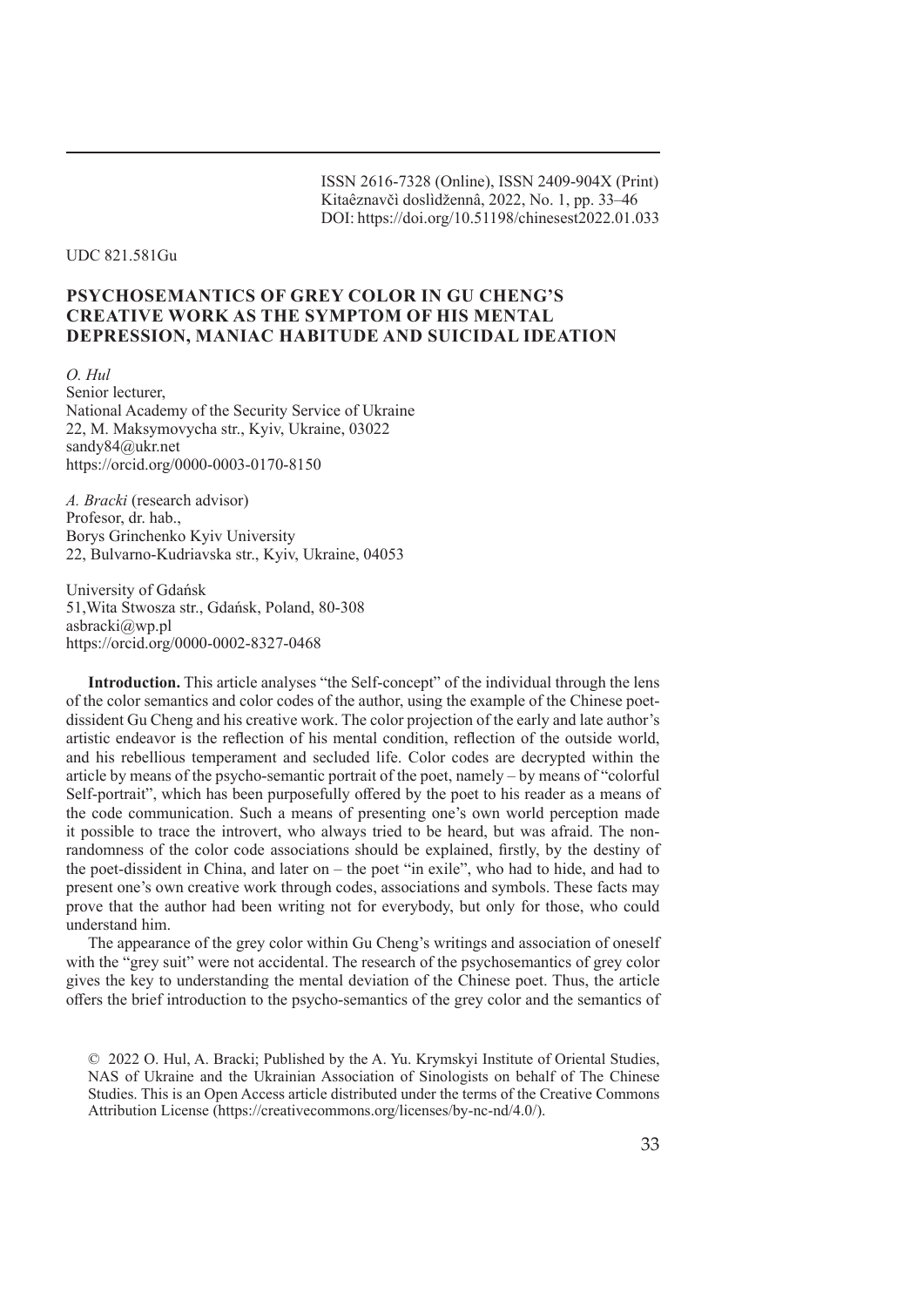ISSN 2616-7328 (Online), ISSN 2409-904X (Print)
Kitaêznavčì doslìdžennâ, 2022, No. 1, pp. 33–46
DOI: https://doi.org/10.51198/chinesest2022.01.033

UDC 821.581Gu

# PSYCHOSEMANTICS OF GREY COLOR IN GU CHENG'S CREATIVE WORK AS THE SYMPTOM OF HIS MENTAL DEPRESSION, MANIAC HABITUDE AND SUICIDAL IDEATION

*O. Hul*
Senior lecturer,
National Academy of the Security Service of Ukraine
22, M. Maksymovycha str., Kyiv, Ukraine, 03022
sandy84@ukr.net
https://orcid.org/0000-0003-0170-8150

*A. Bracki* (research advisor)
Profesor, dr. hab.,
Borys Grinchenko Kyiv University
22, Bulvarno-Kudriavska str., Kyiv, Ukraine, 04053

University of Gdańsk
51,Wita Stwosza str., Gdańsk, Poland, 80-308
asbracki@wp.pl
https://orcid.org/0000-0002-8327-0468

**Introduction.** This article analyses "the Self-concept" of the individual through the lens of the color semantics and color codes of the author, using the example of the Chinese poet-dissident Gu Cheng and his creative work. The color projection of the early and late author's artistic endeavor is the reflection of his mental condition, reflection of the outside world, and his rebellious temperament and secluded life. Color codes are decrypted within the article by means of the psycho-semantic portrait of the poet, namely – by means of "colorful Self-portrait", which has been purposefully offered by the poet to his reader as a means of the code communication. Such a means of presenting one's own world perception made it possible to trace the introvert, who always tried to be heard, but was afraid. The non-randomness of the color code associations should be explained, firstly, by the destiny of the poet-dissident in China, and later on – the poet "in exile", who had to hide, and had to present one's own creative work through codes, associations and symbols. These facts may prove that the author had been writing not for everybody, but only for those, who could understand him.

The appearance of the grey color within Gu Cheng's writings and association of oneself with the "grey suit" were not accidental. The research of the psychosemantics of grey color gives the key to understanding the mental deviation of the Chinese poet. Thus, the article offers the brief introduction to the psycho-semantics of the grey color and the semantics of

© 2022 O. Hul, A. Bracki; Published by the A. Yu. Krymskyi Institute of Oriental Studies, NAS of Ukraine and the Ukrainian Association of Sinologists on behalf of The Chinese Studies. This is an Open Access article distributed under the terms of the Creative Commons Attribution License (https://creativecommons.org/licenses/by-nc-nd/4.0/).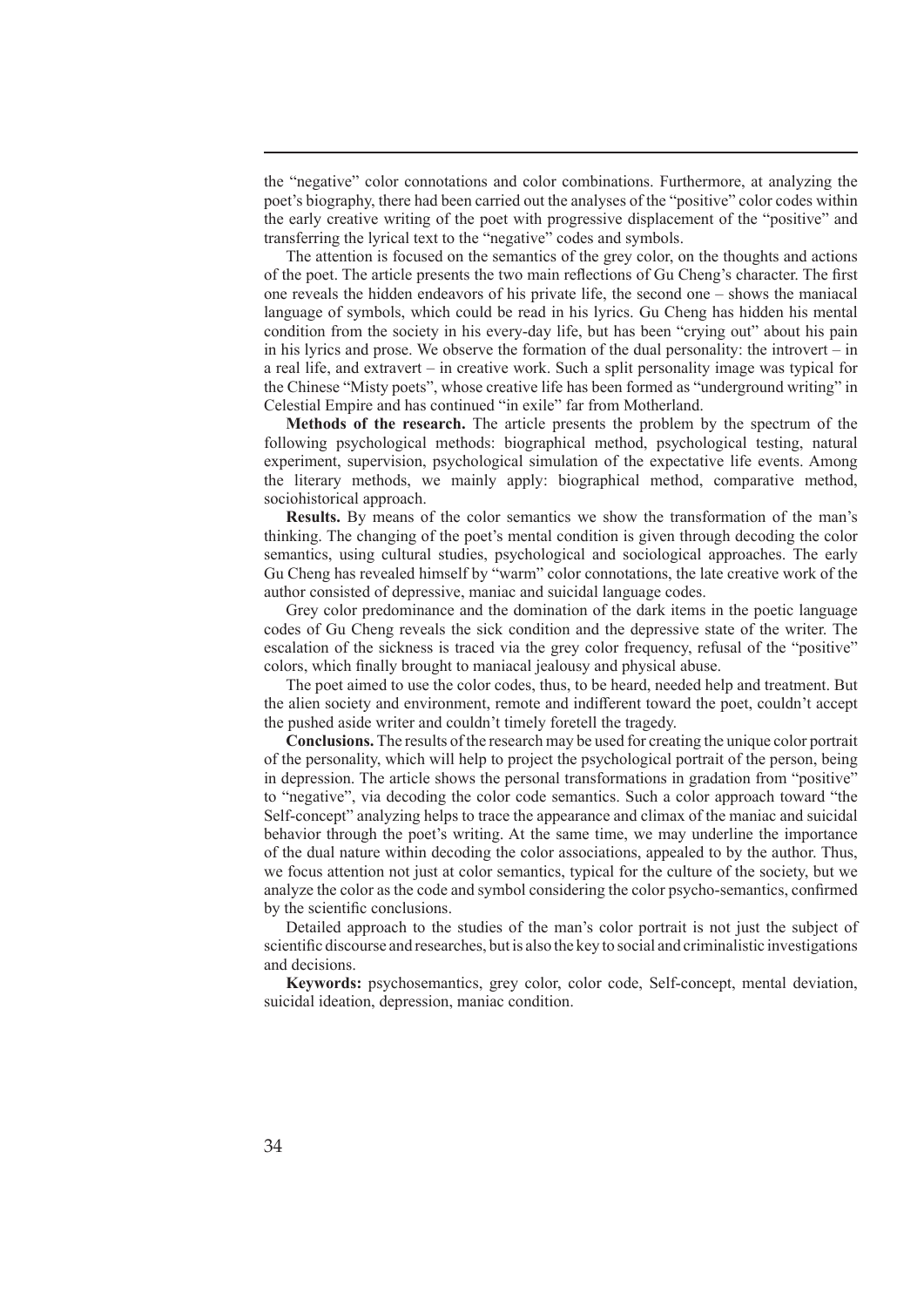the "negative" color connotations and color combinations. Furthermore, at analyzing the poet's biography, there had been carried out the analyses of the "positive" color codes within the early creative writing of the poet with progressive displacement of the "positive" and transferring the lyrical text to the "negative" codes and symbols.

The attention is focused on the semantics of the grey color, on the thoughts and actions of the poet. The article presents the two main reflections of Gu Cheng's character. The first one reveals the hidden endeavors of his private life, the second one – shows the maniacal language of symbols, which could be read in his lyrics. Gu Cheng has hidden his mental condition from the society in his every-day life, but has been "crying out" about his pain in his lyrics and prose. We observe the formation of the dual personality: the introvert – in a real life, and extravert – in creative work. Such a split personality image was typical for the Chinese "Misty poets", whose creative life has been formed as "underground writing" in Celestial Empire and has continued "in exile" far from Motherland.

**Methods of the research.** The article presents the problem by the spectrum of the following psychological methods: biographical method, psychological testing, natural experiment, supervision, psychological simulation of the expectative life events. Among the literary methods, we mainly apply: biographical method, comparative method, sociohistorical approach.

**Results.** By means of the color semantics we show the transformation of the man's thinking. The changing of the poet's mental condition is given through decoding the color semantics, using cultural studies, psychological and sociological approaches. The early Gu Cheng has revealed himself by "warm" color connotations, the late creative work of the author consisted of depressive, maniac and suicidal language codes.

Grey color predominance and the domination of the dark items in the poetic language codes of Gu Cheng reveals the sick condition and the depressive state of the writer. The escalation of the sickness is traced via the grey color frequency, refusal of the "positive" colors, which finally brought to maniacal jealousy and physical abuse.

The poet aimed to use the color codes, thus, to be heard, needed help and treatment. But the alien society and environment, remote and indifferent toward the poet, couldn't accept the pushed aside writer and couldn't timely foretell the tragedy.

**Conclusions.** The results of the research may be used for creating the unique color portrait of the personality, which will help to project the psychological portrait of the person, being in depression. The article shows the personal transformations in gradation from "positive" to "negative", via decoding the color code semantics. Such a color approach toward "the Self-concept" analyzing helps to trace the appearance and climax of the maniac and suicidal behavior through the poet's writing. At the same time, we may underline the importance of the dual nature within decoding the color associations, appealed to by the author. Thus, we focus attention not just at color semantics, typical for the culture of the society, but we analyze the color as the code and symbol considering the color psycho-semantics, confirmed by the scientific conclusions.

Detailed approach to the studies of the man's color portrait is not just the subject of scientific discourse and researches, but is also the key to social and criminalistic investigations and decisions.

**Keywords:** psychosemantics, grey color, color code, Self-concept, mental deviation, suicidal ideation, depression, maniac condition.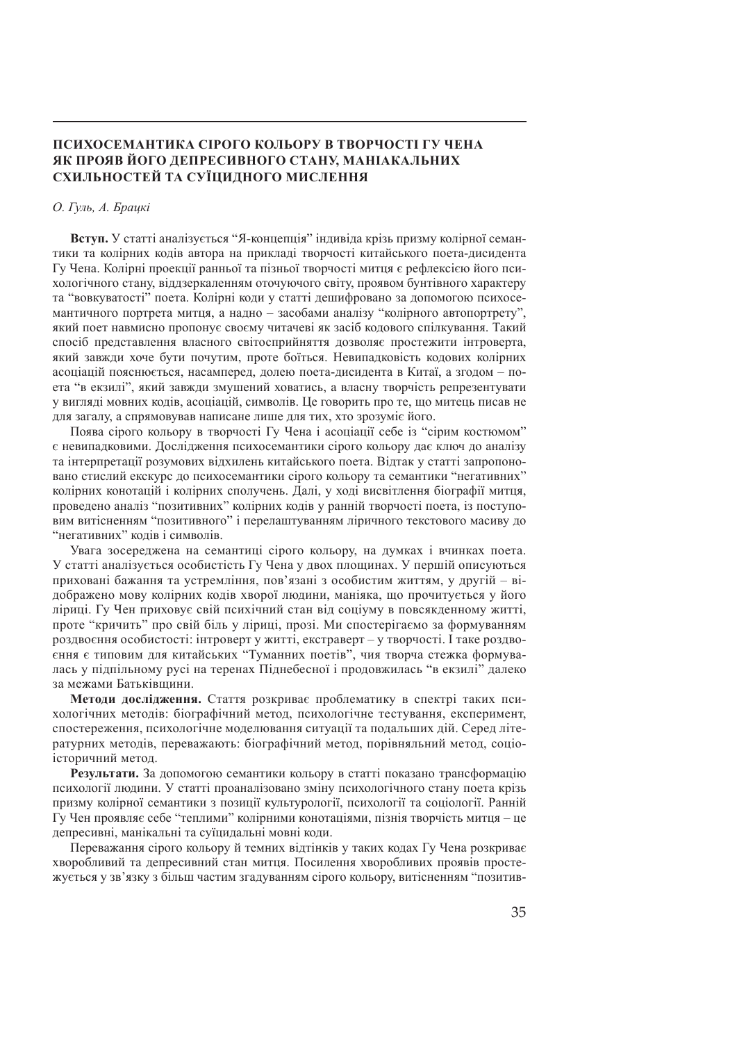## ПСИХОСЕМАНТИКА СІРОГО КОЛЬОРУ В ТВОРЧОСТІ ГУ ЧЕНА ЯК ПРОЯВ ЙОГО ДЕПРЕСИВНОГО СТАНУ, МАНІАКАЛЬНИХ СХИЛЬНОСТЕЙ ТА СУЇЦИДНОГО МИСЛЕННЯ

*О. Гуль, А. Брацкі*

**Вступ.** У статті аналізується "Я-концепція" індивіда крізь призму колірної семантики та колірних кодів автора на прикладі творчості китайського поета-дисидента Гу Чена. Колірні проекції ранньої та пізньої творчості митця є рефлексією його психологічного стану, віддзеркаленням оточуючого світу, проявом бунтівного характеру та "вовкуватості" поета. Колірні коди у статті дешифровано за допомогою психосемантичного портрета митця, а надто – засобами аналізу "колірного автопортрету", який поет навмисно пропонує своєму читачеві як засіб кодового спілкування. Такий спосіб представлення власного світосприйняття дозволяє простежити інтроверта, який завжди хоче бути почутим, проте боїться. Невипадковість кодових колірних асоціацій пояснюється, насамперед, долею поета-дисидента в Китаї, а згодом – поета "в екзилі", який завжди змушений ховатись, а власну творчість репрезентувати у вигляді мовних кодів, асоціацій, символів. Це говорить про те, що митець писав не для загалу, а спрямовував написане лише для тих, хто зрозуміє його.

Поява сірого кольору в творчості Гу Чена і асоціації себе із "сірим костюмом" є невипадковими. Дослідження психосемантики сірого кольору дає ключ до аналізу та інтерпретації розумових відхилень китайського поета. Відтак у статті запропоновано стислий екскурс до психосемантики сірого кольору та семантики "негативних" колірних конотацій і колірних сполучень. Далі, у ході висвітлення біографії митця, проведено аналіз "позитивних" колірних кодів у ранній творчості поета, із поступовим витісненням "позитивного" і перелаштуванням ліричного текстового масиву до "негативних" кодів і символів.

Увага зосереджена на семантиці сірого кольору, на думках і вчинках поета. У статті аналізується особистість Гу Чена у двох площинах. У першій описуються приховані бажання та устремління, пов'язані з особистим життям, у другій – відображено мову колірних кодів хворої людини, маніяка, що прочитується у його ліриці. Гу Чен приховує свій психічний стан від соціуму в повсякденному житті, проте "кричить" про свій біль у ліриці, прозі. Ми спостерігаємо за формуванням роздвоєння особистості: інтроверт у житті, екстраверт – у творчості. І таке роздвоєння є типовим для китайських "Туманних поетів", чия творча стежка формувалась у підпільному русі на теренах Піднебесної і продовжилась "в екзилі" далеко за межами Батьківщини.

**Методи дослідження.** Стаття розкриває проблематику в спектрі таких психологічних методів: біографічний метод, психологічне тестування, експеримент, спостереження, психологічне моделювання ситуації та подальших дій. Серед літературних методів, переважають: біографічний метод, порівняльний метод, соціоісторичний метод.

**Результати.** За допомогою семантики кольору в статті показано трансформацію психології людини. У статті проаналізовано зміну психологічного стану поета крізь призму колірної семантики з позиції культурології, психології та соціології. Ранній Гу Чен проявляє себе "теплими" колірними конотаціями, пізня творчість митця – це депресивні, манікальні та суїцидальні мовні коди.

Переважання сірого кольору й темних відтінків у таких кодах Гу Чена розкриває хворобливий та депресивний стан митця. Посилення хворобливих проявів простежується у зв'язку з більш частим згадуванням сірого кольору, витісненням "позитив-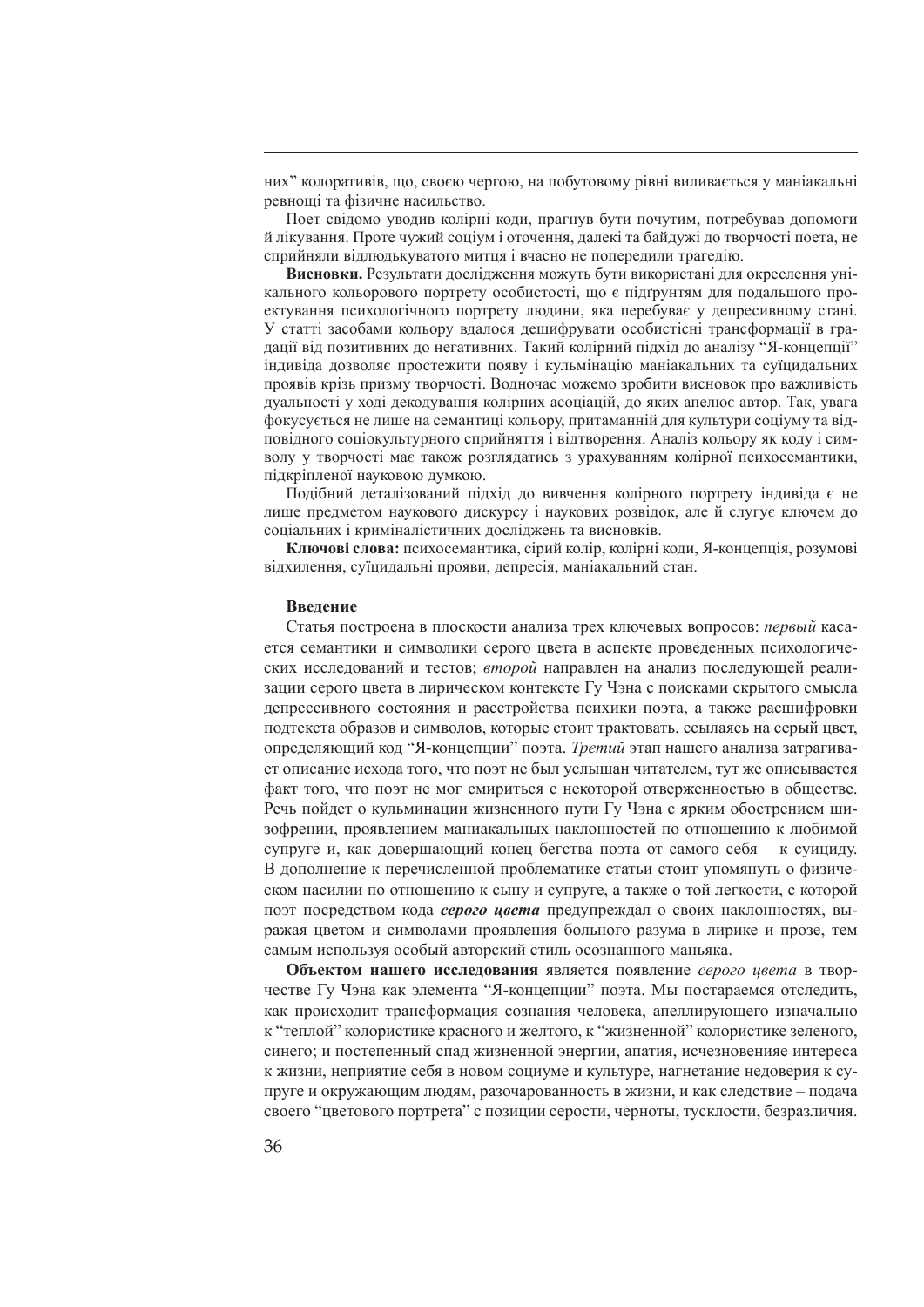них" колоративів, що, своєю чергою, на побутовому рівні виливається у маніакальні ревнощі та фізичне насильство.

Поет свідомо уводив колірні коди, прагнув бути почутим, потребував допомоги й лікування. Проте чужий соціум і оточення, далекі та байдужі до творчості поета, не сприйняли відлюдькуватого митця і вчасно не попередили трагедію.

**Висновки.** Результати дослідження можуть бути використані для окреслення унікального кольорового портрету особистості, що є підґрунтям для подальшого проектування психологічного портрету людини, яка перебуває у депресивному стані. У статті засобами кольору вдалося дешифрувати особистісні трансформації в градації від позитивних до негативних. Такий колірний підхід до аналізу "Я-концепції" індивіда дозволяє простежити появу і кульмінацію маніакальних та суїцидальних проявів крізь призму творчості. Водночас можемо зробити висновок про важливість дуальності у ході декодування колірних асоціацій, до яких апелює автор. Так, увага фокусується не лише на семантиці кольору, притаманній для культури соціуму та відповідного соціокультурного сприйняття і відтворення. Аналіз кольору як коду і символу у творчості має також розглядатись з урахуванням колірної психосемантики, підкріпленої науковою думкою.

Подібний деталізований підхід до вивчення колірного портрету індивіда є не лише предметом наукового дискурсу і наукових розвідок, але й слугує ключем до соціальних і криміналістичних досліджень та висновків.

**Ключові слова:** психосемантика, сірий колір, колірні коди, Я-концепція, розумові відхилення, суїцидальні прояви, депресія, маніакальний стан.

### Введение

Статья построена в плоскости анализа трех ключевых вопросов: *первый* касается семантики и символики серого цвета в аспекте проведенных психологических исследований и тестов; *второй* направлен на анализ последующей реализации серого цвета в лирическом контексте Гу Чэна с поисками скрытого смысла депрессивного состояния и расстройства психики поэта, а также расшифровки подтекста образов и символов, которые стоит трактовать, ссылаясь на серый цвет, определяющий код "Я-концепции" поэта. *Третий* этап нашего анализа затрагивает описание исхода того, что поэт не был услышан читателем, тут же описывается факт того, что поэт не мог смириться с некоторой отверженностью в обществе. Речь пойдет о кульминации жизненного пути Гу Чэна с ярким обострением шизофрении, проявлением маниакальных наклонностей по отношению к любимой супруге и, как довершающий конец бегства поэта от самого себя – к суициду. В дополнение к перечисленной проблематике статьи стоит упомянуть о физическом насилии по отношению к сыну и супруге, а также о той легкости, с которой поэт посредством кода ***серого цвета*** предупреждал о своих наклонностях, выражая цветом и символами проявления больного разума в лирике и прозе, тем самым используя особый авторский стиль осознанного маньяка.

**Объектом нашего исследования** является появление *серого цвета* в творчестве Гу Чэна как элемента "Я-концепции" поэта. Мы постараемся отследить, как происходит трансформация сознания человека, апеллирующего изначально к "теплой" колористике красного и желтого, к "жизненной" колористике зеленого, синего; и постепенный спад жизненной энергии, апатия, исчезновениая интереса к жизни, неприятие себя в новом социуме и культуре, нагнетание недоверия к супруге и окружающим людям, разочарованность в жизни, и как следствие – подача своего "цветового портрета" с позиции серости, черноты, тусклости, безразличия.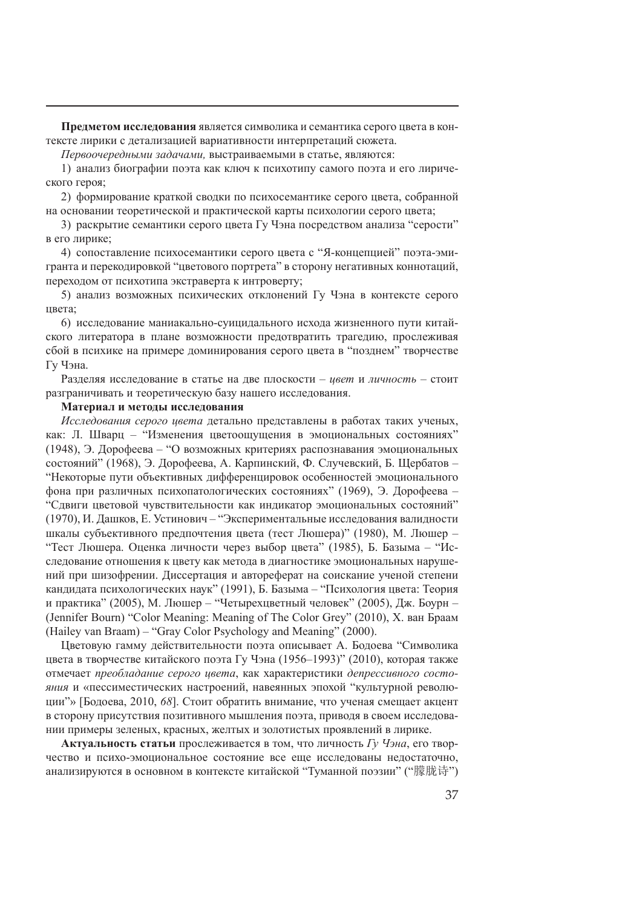**Предметом исследования** является символика и семантика серого цвета в контексте лирики с детализацией вариативности интерпретаций сюжета.

*Первоочередными задачами,* выстраиваемыми в статье, являются:

1) анализ биографии поэта как ключ к психотипу самого поэта и его лирического героя;

2) формирование краткой сводки по психосемантике серого цвета, собранной на основании теоретической и практической карты психологии серого цвета;

3) раскрытие семантики серого цвета Гу Чэна посредством анализа "серости" в его лирике;

4) сопоставление психосемантики серого цвета с "Я-концепцией" поэта-эмигранта и перекодировкой "цветового портрета" в сторону негативных коннотаций, переходом от психотипа экстраверта к интроверту;

5) анализ возможных психических отклонений Гу Чэна в контексте серого цвета;

6) исследование маниакально-суицидального исхода жизненного пути китайского литератора в плане возможности предотвратить трагедию, прослеживая сбой в психике на примере доминирования серого цвета в "позднем" творчестве Гу Чэна.

Разделяя исследование в статье на две плоскости – *цвет* и *личность* – стоит разграничивать и теоретическую базу нашего исследования.

**Материал и методы исследования**

*Исследования серого цвета* детально представлены в работах таких ученых, как: Л. Шварц – "Изменения цветоощущения в эмоциональных состояниях" (1948), Э. Дорофеева – "О возможных критериях распознавания эмоциональных состояний" (1968), Э. Дорофеева, А. Карпинский, Ф. Случевский, Б. Щербатов – "Некоторые пути объективных дифференцировок особенностей эмоционального фона при различных психопатологических состояниях" (1969), Э. Дорофеева – "Сдвиги цветовой чувствительности как индикатор эмоциональных состояний" (1970), И. Дашков, Е. Устинович – "Экспериментальные исследования валидности шкалы субъективного предпочтения цвета (тест Люшера)" (1980), М. Люшер – "Тест Люшера. Оценка личности через выбор цвета" (1985), Б. Базыма – "Исследование отношения к цвету как метода в диагностике эмоциональных нарушений при шизофрении. Диссертация и автореферат на соискание ученой степени кандидата психологических наук" (1991), Б. Базыма – "Психология цвета: Теория и практика" (2005), М. Люшер – "Четырехцветный человек" (2005), Дж. Боурн – (Jennifer Bourn) "Color Meaning: Meaning of The Color Grey" (2010), Х. ван Браам (Hailey van Braam) – "Gray Color Psychology and Meaning" (2000).

Цветовую гамму действительности поэта описывает А. Бодоева "Символика цвета в творчестве китайского поэта Гу Чэна (1956–1993)" (2010), которая также отмечает *преобладание серого цвета*, как характеристики *депрессивного состояния* и «пессиместических настроений, навеянных эпохой "культурной революции"» [Бодоева, 2010, *68*]. Стоит обратить внимание, что ученая смещает акцент в сторону присутствия позитивного мышления поэта, приводя в своем исследовании примеры зеленых, красных, желтых и золотистых проявлений в лирике.

**Актуальность статьи** прослеживается в том, что личность *Гу Чэна*, его творчество и психо-эмоциональное состояние все еще исследованы недостаточно, анализируются в основном в контексте китайской "Туманной поэзии" ("朦胧诗")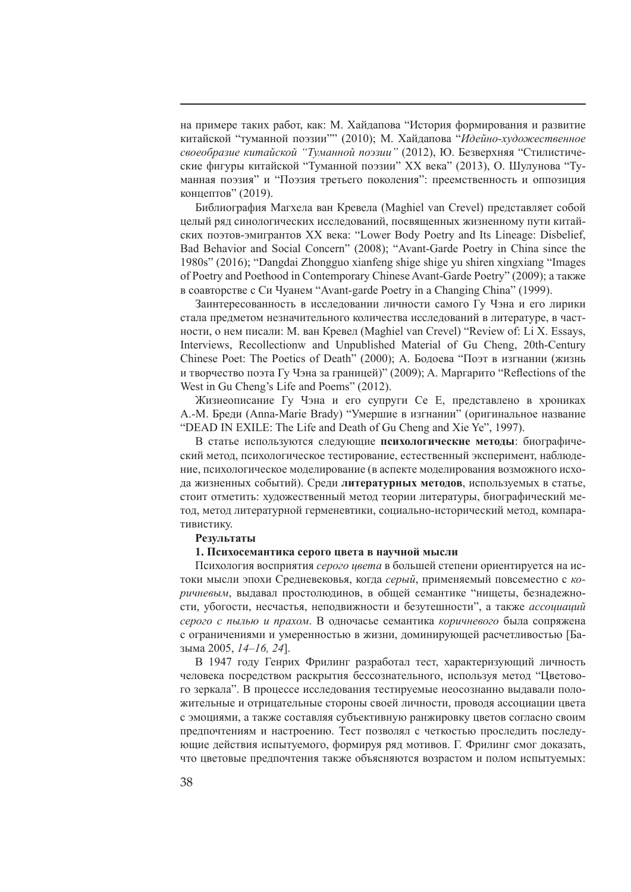на примере таких работ, как: М. Хайдапова "История формирования и развитие китайской "туманной поэзии"" (2010); М. Хайдапова "*Идейно-художественное своеобразие китайской "Туманной поэзии"* (2012), Ю. Безверхняя "Стилистические фигуры китайской "Туманной поэзии" XX века" (2013), О. Шулунова "Туманная поэзия" и "Поэзия третьего поколения": преемственность и оппозиция концептов" (2019).

Библиография Магхела ван Кревела (Maghiel van Crevel) представляет собой целый ряд синологических исследований, посвященных жизненному пути китайских поэтов-эмигрантов XX века: "Lower Body Poetry and Its Lineage: Disbelief, Bad Behavior and Social Concern" (2008); "Avant-Garde Poetry in China since the 1980s" (2016); "Dangdai Zhongguo xianfeng shige shige yu shiren xingxiang "Images of Poetry and Poethood in Contemporary Chinese Avant-Garde Poetry" (2009); а также в соавторстве с Си Чуанем "Avant-garde Poetry in a Changing China" (1999).

Заинтересованность в исследовании личности самого Гу Чэна и его лирики стала предметом незначительного количества исследований в литературе, в частности, о нем писали: М. ван Кревел (Maghiel van Crevel) "Review of: Li X. Essays, Interviews, Recollectionw and Unpublished Material of Gu Cheng, 20th-Century Chinese Poet: The Poetics of Death" (2000); А. Бодоева "Поэт в изгнании (жизнь и творчество поэта Гу Чэна за границей)" (2009); А. Маргарито "Reflections of the West in Gu Cheng's Life and Poems" (2012).

Жизнеописание Гу Чэна и его супруги Се Е, представлено в хрониках А.-М. Бреди (Anna-Marie Brady) "Умершие в изгнании" (оригинальное название "DEAD IN EXILE: The Life and Death of Gu Cheng and Xie Ye", 1997).

В статье используются следующие **психологические методы**: биографический метод, психологическое тестирование, естественный эксперимент, наблюдение, психологическое моделирование (в аспекте моделирования возможного исхода жизненных событий). Среди **литературных методов**, используемых в статье, стоит отметить: художественный метод теории литературы, биографический метод, метод литературной герменевтики, социально-исторический метод, компаративистику.

**Результаты**

**1. Психосемантика серого цвета в научной мысли**

Психология восприятия *серого цвета* в большей степени ориентируется на истоки мысли эпохи Средневековья, когда *серый*, применяемый повсеместно с *коричневым*, выдавал простолюдинов, в общей семантике "нищеты, безнадежности, убогости, несчастья, неподвижности и безутешности", а также *ассоциаций серого с пылью и прахом*. В одночасье семантика *коричневого* была сопряжена с ограничениями и умеренностью в жизни, доминирующей расчетливостью [Базыма 2005, *14–16, 24*].

В 1947 году Генрих Фрилинг разработал тест, характеризующий личность человека посредством раскрытия бессознательного, используя метод "Цветового зеркала". В процессе исследования тестируемые неосознанно выдавали положительные и отрицательные стороны своей личности, проводя ассоциации цвета с эмоциями, а также составляя субъективную ранжировку цветов согласно своим предпочтениям и настроению. Тест позволял с четкостью проследить последующие действия испытуемого, формируя ряд мотивов. Г. Фрилинг смог доказать, что цветовые предпочтения также объясняются возрастом и полом испытуемых: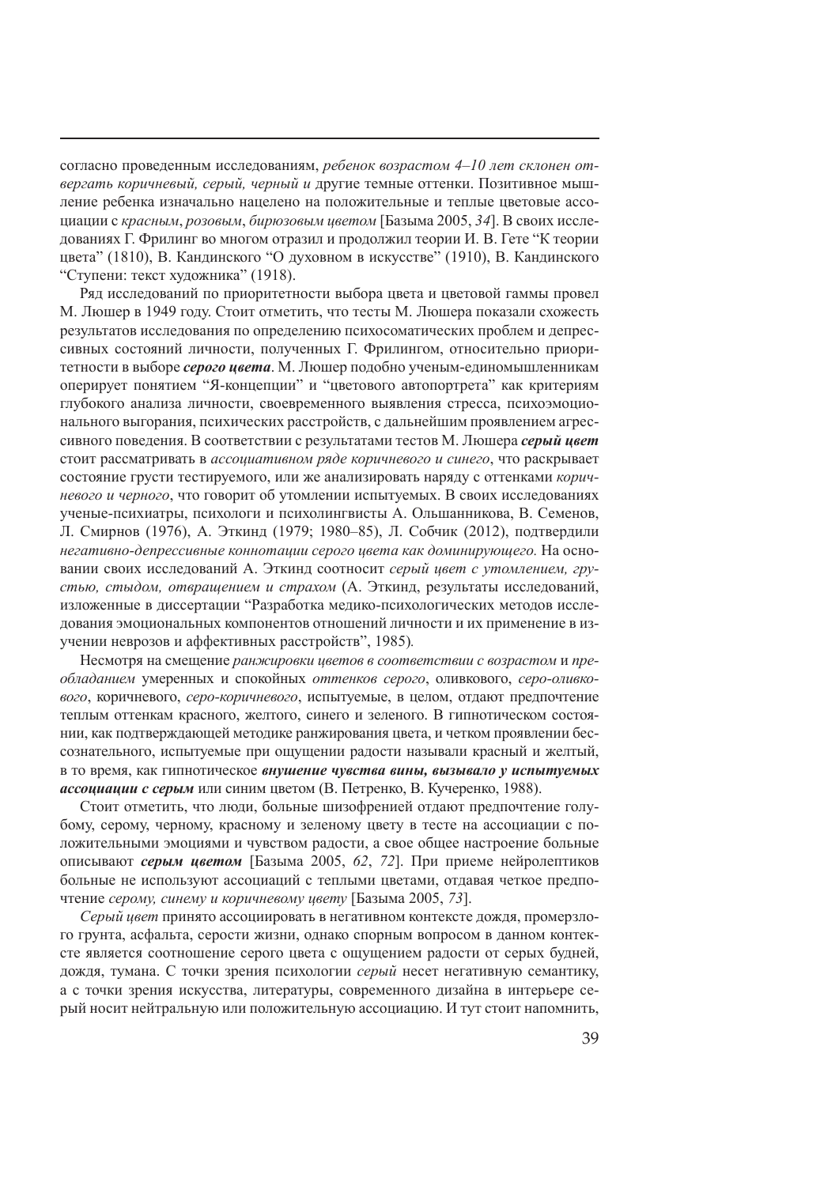согласно проведенным исследованиям, *ребенок возрастом 4–10 лет склонен отвергать коричневый, серый, черный и* другие темные оттенки. Позитивное мышление ребенка изначально нацелено на положительные и теплые цветовые ассоциации с *красным*, *розовым*, *бирюзовым цветом* [Базыма 2005, *34*]. В своих исследованиях Г. Фрилинг во многом отразил и продолжил теории И. В. Гете "К теории цвета" (1810), В. Кандинского "О духовном в искусстве" (1910), В. Кандинского "Ступени: текст художника" (1918).

Ряд исследований по приоритетности выбора цвета и цветовой гаммы провел М. Люшер в 1949 году. Стоит отметить, что тесты М. Люшера показали схожесть результатов исследования по определению психосоматических проблем и депрессивных состояний личности, полученных Г. Фрилингом, относительно приоритетности в выборе ***серого цвета***. М. Люшер подобно ученым-единомышленникам оперирует понятием "Я-концепции" и "цветового автопортрета" как критериям глубокого анализа личности, своевременного выявления стресса, психоэмоционального выгорания, психических расстройств, с дальнейшим проявлением агрессивного поведения. В соответствии с результатами тестов М. Люшера ***серый цвет*** стоит рассматривать в *ассоциативном ряде коричневого и синего*, что раскрывает состояние грусти тестируемого, или же анализировать наряду с оттенками *коричневого и черного*, что говорит об утомлении испытуемых. В своих исследованиях ученые-психиатры, психологи и психолингвисты А. Ольшанникова, В. Семенов, Л. Смирнов (1976), А. Эткинд (1979; 1980–85), Л. Собчик (2012), подтвердили *негативно-депрессивные коннотации серого цвета как доминирующего.* На основании своих исследований А. Эткинд соотносит *серый цвет с утомлением, грустью, стыдом, отвращением и страхом* (А. Эткинд, результаты исследований, изложенные в диссертации "Разработка медико-психологических методов исследования эмоциональных компонентов отношений личности и их применение в изучении неврозов и аффективных расстройств", 1985).

Несмотря на смещение *ранжировки цветов в соответствии с возрастом* и *преобладанием* умеренных и спокойных *оттенков серого*, оливкового, *серо-оливкового*, коричневого, *серо-коричневого*, испытуемые, в целом, отдают предпочтение теплым оттенкам красного, желтого, синего и зеленого. В гипнотическом состоянии, как подтверждающей методике ранжирования цвета, и четком проявлении бессознательного, испытуемые при ощущении радости называли красный и желтый, в то время, как гипнотическое ***внушение чувства вины, вызывало у испытуемых ассоциации с серым*** или синим цветом (В. Петренко, В. Кучеренко, 1988).

Стоит отметить, что люди, больные шизофренией отдают предпочтение голубому, серому, черному, красному и зеленому цвету в тесте на ассоциации с положительными эмоциями и чувством радости, а свое общее настроение больные описывают ***серым цветом*** [Базыма 2005, *62*, *72*]. При приеме нейролептиков больные не используют ассоциаций с теплыми цветами, отдавая четкое предпочтение *серому, синему и коричневому цвету* [Базыма 2005, *73*].

*Серый цвет* принято ассоциировать в негативном контексте дождя, промерзлого грунта, асфальта, серости жизни, однако спорным вопросом в данном контексте является соотношение серого цвета с ощущением радости от серых будней, дождя, тумана. С точки зрения психологии *серый* несет негативную семантику, а с точки зрения искусства, литературы, современного дизайна в интерьере серый носит нейтральную или положительную ассоциацию. И тут стоит напомнить,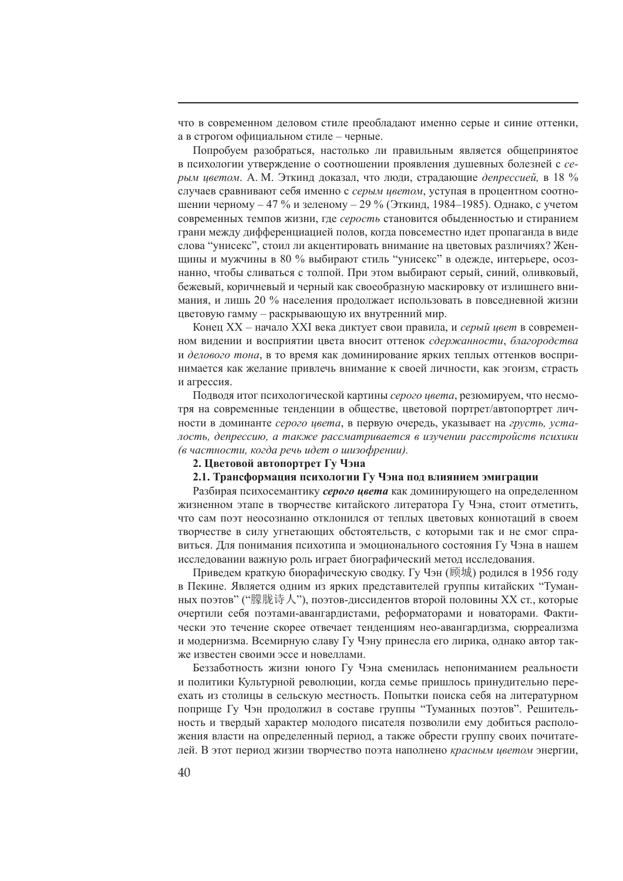что в современном деловом стиле преобладают именно серые и синие оттенки, а в строгом официальном стиле – черные.

Попробуем разобраться, настолько ли правильным является общепринятое в психологии утверждение о соотношении проявления душевных болезней с *серым цветом*. А. М. Эткинд доказал, что люди, страдающие *депрессией,* в 18 % случаев сравнивают себя именно с *серым цветом*, уступая в процентном соотношении черному – 47 % и зеленому – 29 % (Эткинд, 1984–1985). Однако, с учетом современных темпов жизни, где *серость* становится обыденностью и стиранием грани между дифференциацией полов, когда повсеместно идет пропаганда в виде слова "унисекс", стоил ли акцентировать внимание на цветовых различиях? Женщины и мужчины в 80 % выбирают стиль "унисекс" в одежде, интерьере, осознанно, чтобы сливаться с толпой. При этом выбирают серый, синий, оливковый, бежевый, коричневый и черный как своеобразную маскировку от излишнего внимания, и лишь 20 % населения продолжает использовать в повседневной жизни цветовую гамму – раскрывающую их внутренний мир.

Конец XX – начало XXI века диктует свои правила, и *серый цвет* в современном видении и восприятии цвета вносит оттенок *сдержанности*, *благородства* и *делового тона*, в то время как доминирование ярких теплых оттенков воспринимается как желание привлечь внимание к своей личности, как эгоизм, страсть и агрессия.

Подводя итог психологической картины *серого цвета*, резюмируем, что несмотря на современные тенденции в обществе, цветовой портрет/автопортрет личности в доминанте *серого цвета*, в первую очередь, указывает на *грусть, усталость, депрессию, а также рассматривается в изучении расстройств психики (в частности, когда речь идет о шизофрении).*

## 2. Цветовой автопортрет Гу Чэна

### 2.1. Трансформация психологии Гу Чэна под влиянием эмиграции

Разбирая психосемантику ***серого цвета*** как доминирующего на определенном жизненном этапе в творчестве китайского литератора Гу Чэна, стоит отметить, что сам поэт неосознанно отклонился от теплых цветовых коннотаций в своем творчестве в силу угнетающих обстоятельств, с которыми так и не смог справиться. Для понимания психотипа и эмоционального состояния Гу Чэна в нашем исследовании важную роль играет биографический метод исследования.

Приведем краткую биорафическую сводку. Гу Чэн (顾城) родился в 1956 году в Пекине. Является одним из ярких представителей группы китайских "Туманных поэтов" ("朦胧诗人"), поэтов-диссидентов второй половины XX ст., которые очертили себя поэтами-авангардистами, реформаторами и новаторами. Фактически это течение скорее отвечает тенденциям нео-авангардизма, сюрреализма и модернизма. Всемирную славу Гу Чэну принесла его лирика, однако автор также известен своими эссе и новеллами.

Беззаботность жизни юного Гу Чэна сменилась непониманием реальности и политики Культурной революции, когда семье пришлось принудительно переехать из столицы в сельскую местность. Попытки поиска себя на литературном поприще Гу Чэн продолжил в составе группы "Туманных поэтов". Решительность и твердый характер молодого писателя позволили ему добиться расположения власти на определенный период, а также обрести группу своих почитателей. В этот период жизни творчество поэта наполнено *красным цветом* энергии,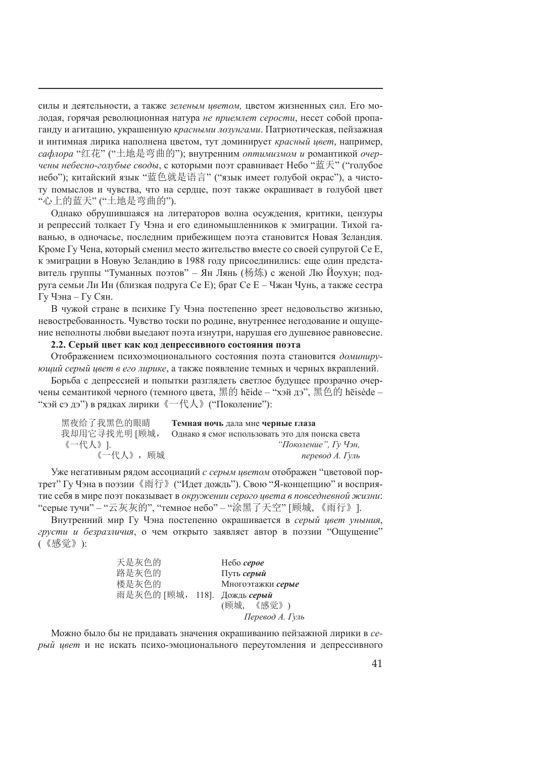силы и деятельности, а также *зеленым цветом,* цветом жизненных сил. Его молодая, горячая революционная натура *не приемлет серости*, несет собой пропаганду и агитацию, украшенную *красными лозунгами*. Патриотическая, пейзажная и интимная лирика наполнена цветом, тут доминирует *красный цвет*, например, *сафлора* "红花" ("土地是弯曲的"); внутренним *оптимизмом и* романтикой *очерчены небесно-голубые своды*, с которыми поэт сравнивает Небо "蓝天" ("голубое небо"); китайский язык "蓝色就是语言" ("язык имеет голубой окрас"), а чистоту помыслов и чувства, что на сердце, поэт также окрашивает в голубой цвет "心上的蓝天" ("土地是弯曲的").

Однако обрушившаяся на литераторов волна осуждения, критики, цензуры и репрессий толкает Гу Чэна и его единомышленников к эмиграции. Тихой гаванью, в одночасье, последним прибежищем поэта становится Новая Зеландия. Кроме Гу Чена, который сменил место жительства вместе со своей супругой Се Е, к эмиграции в Новую Зеландию в 1988 году присоединились: еще один представитель группы "Туманных поэтов" – Ян Лянь (杨炼) с женой Лю Йоухун; подруга семьи Ли Ин (близкая подруга Се Е); брат Се Е – Чжан Чунь, а также сестра Гу Чэна – Гу Сян.

В чужой стране в психике Гу Чэна постепенно зреет недовольство жизнью, невостребованность. Чувство тоски по родине, внутреннее негодование и ощущение неполноты любви выедают поэта изнутри, нарушая его душевное равновесие.

**2.2. Серый цвет как код депрессивного состояния поэта**

Отображением психоэмоционального состояния поэта становится *доминирующий серый цвет в его лирике*, а также появление темных и черных вкраплений.

Борьба с депрессией и попытки разглядеть светлое будущее прозрачно очерчены семантикой черного (темного цвета, 黑的 hēide – "хэй дэ", 黑色的 hēisède – "хэй сэ дэ") в рядках лирики《一代人》("Поколение"):

| | |
|---|---|
| 黑夜给了我黑色的眼睛 | **Темная ночь** дала мне **черные глаза** |
| 我却用它寻找光明 [顾城，《一代人》]. | Однако я смог использовать это для поиска света |
| 《一代人》，顾城 | *"Поколение", Гу Чэн, перевод А. Гуль* |

Уже негативным рядом ассоциаций *с серым цветом* отображен "цветовой портрет" Гу Чэна в поэзии《雨行》("Идет дождь"). Свою "Я-концепцию" и восприятие себя в мире поэт показывает в *окружении серого цвета в повседневной жизни*: "серые тучи" – "云灰灰的", "темное небо" – "涂黑了天空" [顾城，《雨行》].

Внутренний мир Гу Чэна постепенно окрашивается в *серый цвет уныния*, *грусти и безразличия*, о чем открыто заявляет автор в поэзии "Ощущение" (《感觉》):

| | |
|---|---|
| 天是灰色的 | Небо ***серое*** |
| 路是灰色的 | Путь ***серый*** |
| 楼是灰色的 | Многоэтажки ***серые*** |
| 雨是灰色的 [顾城，118]. | Дождь ***серый*** |
| | (顾城，《感觉》) |
| | *Перевод А. Гуль* |

Можно было бы не придавать значения окрашиванию пейзажной лирики в *серый цвет* и не искать психо-эмоционального переутомления и депрессивного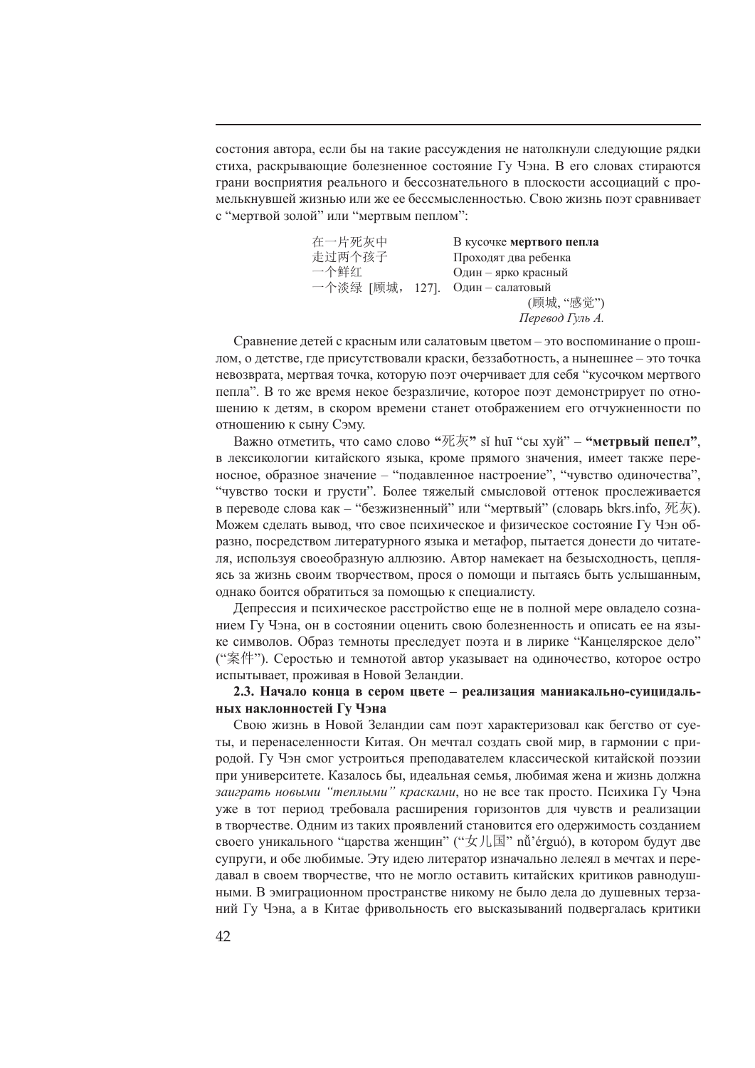состония автора, если бы на такие рассуждения не натолкнули следующие рядки стиха, раскрывающие болезненное состояние Гу Чэна. В его словах стираются грани восприятия реального и бессознательного в плоскости ассоциаций с промелькнувшей жизнью или же ее бессмысленностью. Свою жизнь поэт сравнивает с "мертвой золой" или "мертвым пеплом":

| | |
|---|---|
| 在一片死灰中 | В кусочке **мертвого пепла** |
| 走过两个孩子 | Проходят два ребенка |
| 一个鲜红 | Один – ярко красный |
| 一个淡绿 [顾城，127]. | Один – салатовый |
| | (顾城, "感觉") |
| | *Перевод Гуль А.* |

Сравнение детей с красным или салатовым цветом – это воспоминание о прошлом, о детстве, где присутствовали краски, беззаботность, а нынешнее – это точка невозврата, мертвая точка, которую поэт очерчивает для себя "кусочком мертвого пепла". В то же время некое безразличие, которое поэт демонстрирует по отношению к детям, в скором времени станет отображением его отчужденности по отношению к сыну Сэму.

Важно отметить, что само слово **"死灰"** sǐ huī "сы хуй" – **"метрвый пепел"**, в лексикологии китайского языка, кроме прямого значения, имеет также переносное, образное значение – "подавленное настроение", "чувство одиночества", "чувство тоски и грусти". Более тяжелый смысловой оттенок прослеживается в переводе слова как – "безжизненный" или "мертвый" (словарь bkrs.info, 死灰). Можем сделать вывод, что свое психическое и физическое состояние Гу Чэн образно, посредством литературного языка и метафор, пытается донести до читателя, используя своеобразную аллюзию. Автор намекает на безысходность, цепляясь за жизнь своим творчеством, прося о помощи и пытаясь быть услышанным, однако боится обратиться за помощью к специалисту.

Депрессия и психическое расстройство еще не в полной мере овладело сознанием Гу Чэна, он в состоянии оценить свою болезненность и описать ее на языке символов. Образ темноты преследует поэта и в лирике "Канцелярское дело" ("案件"). Серостью и темнотой автор указывает на одиночество, которое остро испытывает, проживая в Новой Зеландии.

### 2.3. Начало конца в сером цвете – реализация маниакально-суицидальных наклонностей Гу Чэна

Свою жизнь в Новой Зеландии сам поэт характеризовал как бегство от суеты, и перенаселенности Китая. Он мечтал создать свой мир, в гармонии с природой. Гу Чэн смог устроиться преподавателем классической китайской поэзии при университете. Казалось бы, идеальная семья, любимая жена и жизнь должна *заиграть новыми "теплыми" красками*, но не все так просто. Психика Гу Чэна уже в тот период требовала расширения горизонтов для чувств и реализации в творчестве. Одним из таких проявлений становится его одержимость созданием своего уникального "царства женщин" ("女儿国" nǚ'érguó), в котором будут две супруги, и обе любимые. Эту идею литератор изначально лелеял в мечтах и передавал в своем творчестве, что не могло оставить китайских критиков равнодушными. В эмиграционном пространстве никому не было дела до душевных терзаний Гу Чэна, а в Китае фривольность его высказываний подвергалась критики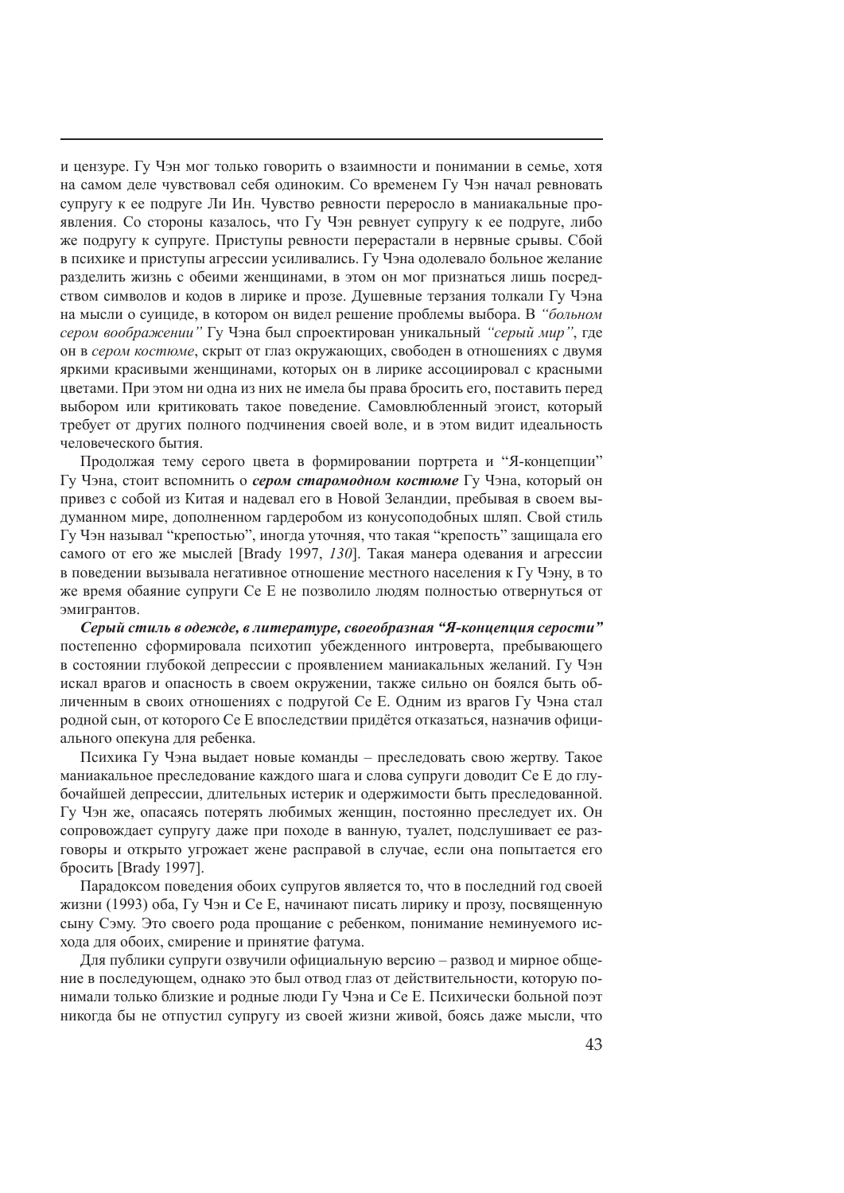и цензуре. Гу Чэн мог только говорить о взаимности и понимании в семье, хотя на самом деле чувствовал себя одиноким. Со временем Гу Чэн начал ревновать супругу к ее подруге Ли Ин. Чувство ревности переросло в маниакальные проявления. Со стороны казалось, что Гу Чэн ревнует супругу к ее подруге, либо же подругу к супруге. Приступы ревности перерастали в нервные срывы. Сбой в психике и приступы агрессии усиливались. Гу Чэна одолевало больное желание разделить жизнь с обеими женщинами, в этом он мог признаться лишь посредством символов и кодов в лирике и прозе. Душевные терзания толкали Гу Чэна на мысли о суициде, в котором он видел решение проблемы выбора. В *"больном сером воображении"* Гу Чэна был спроектирован уникальный *"серый мир"*, где он в *сером костюме*, скрыт от глаз окружающих, свободен в отношениях с двумя яркими красивыми женщинами, которых он в лирике ассоциировал с красными цветами. При этом ни одна из них не имела бы права бросить его, поставить перед выбором или критиковать такое поведение. Самовлюбленный эгоист, который требует от других полного подчинения своей воле, и в этом видит идеальность человеческого бытия.

Продолжая тему серого цвета в формировании портрета и "Я-концепции" Гу Чэна, стоит вспомнить о ***сером старомодном костюме*** Гу Чэна, который он привез с собой из Китая и надевал его в Новой Зеландии, пребывая в своем выдуманном мире, дополненном гардеробом из конусоподобных шляп. Свой стиль Гу Чэн называл "крепостью", иногда уточняя, что такая "крепость" защищала его самого от его же мыслей [Brady 1997, *130*]. Такая манера одевания и агрессии в поведении вызывала негативное отношение местного населения к Гу Чэну, в то же время обаяние супруги Се Е не позволило людям полностью отвернуться от эмигрантов.

***Серый стиль в одежде, в литературе, своеобразная "Я-концепция серости"*** постепенно сформировала психотип убежденного интроверта, пребывающего в состоянии глубокой депрессии с проявлением маниакальных желаний. Гу Чэн искал врагов и опасность в своем окружении, также сильно он боялся быть обличенным в своих отношениях с подругой Се Е. Одним из врагов Гу Чэна стал родной сын, от которого Се Е впоследствии придётся отказаться, назначив официального опекуна для ребенка.

Психика Гу Чэна выдает новые команды – преследовать свою жертву. Такое маниакальное преследование каждого шага и слова супруги доводит Се Е до глубочайшей депрессии, длительных истерик и одержимости быть преследованной. Гу Чэн же, опасаясь потерять любимых женщин, постоянно преследует их. Он сопровождает супругу даже при походе в ванную, туалет, подслушивает ее разговоры и открыто угрожает жене расправой в случае, если она попытается его бросить [Brady 1997].

Парадоксом поведения обоих супругов является то, что в последний год своей жизни (1993) оба, Гу Чэн и Се Е, начинают писать лирику и прозу, посвященную сыну Сэму. Это своего рода прощание с ребенком, понимание неминуемого исхода для обоих, смирение и принятие фатума.

Для публики супруги озвучили официальную версию – развод и мирное общение в последующем, однако это был отвод глаз от действительности, которую понимали только близкие и родные люди Гу Чэна и Се Е. Психически больной поэт никогда бы не отпустил супругу из своей жизни живой, боясь даже мысли, что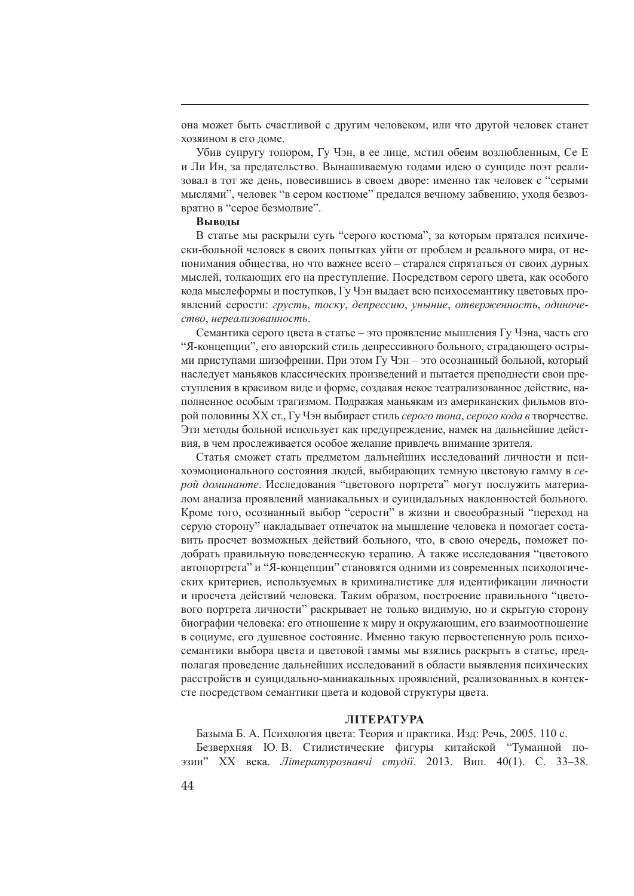она может быть счастливой с другим человеком, или что другой человек станет хозяином в его доме.

Убив супругу топором, Гу Чэн, в ее лице, мстил обеим возлюбленным, Се Е и Ли Ин, за предательство. Вынашиваемую годами идею о суициде поэт реализовал в тот же день, повесившись в своем дворе: именно так человек с "серыми мыслями", человек "в сером костюме" предался вечному забвению, уходя безвозвратно в "серое безмолвие".

**Выводы**

В статье мы раскрыли суть "серого костюма", за которым прятался психически-больной человек в своих попытках уйти от проблем и реального мира, от непонимания общества, но что важнее всего – старался спрятаться от своих дурных мыслей, толкающих его на преступление. Посредством серого цвета, как особого кода мыслеформы и поступков, Гу Чэн выдает всю психосемантику цветовых проявлений серости: *грусть*, *тоску*, *депрессию*, *уныние*, *отверженность*, *одиночество*, *нереализованность*.

Семантика серого цвета в статье – это проявление мышления Гу Чэна, часть его "Я-концепции", его авторский стиль депрессивного больного, страдающего острыми приступами шизофрении. При этом Гу Чэн – это осознанный больной, который наследует маньяков классических произведений и пытается преподнести свои преступления в красивом виде и форме, создавая некое театрализованное действие, наполненное особым трагизмом. Подражая маньякам из американских фильмов второй половины XX ст., Гу Чэн выбирает стиль *серого тона*, *серого кода в* творчестве. Эти методы больной использует как предупреждение, намек на дальнейшие действия, в чем прослеживается особое желание привлечь внимание зрителя.

Статья сможет стать предметом дальнейших исследований личности и психоэмоционального состояния людей, выбирающих темную цветовую гамму в *серой доминанте*. Исследования "цветового портрета" могут послужить материалом анализа проявлений маниакальных и суицидальных наклонностей больного. Кроме того, осознанный выбор "серости" в жизни и своеобразный "переход на серую сторону" накладывает отпечаток на мышление человека и помогает составить просчет возможных действий больного, что, в свою очередь, поможет подобрать правильную поведенческую терапию. А также исследования "цветового автопортрета" и "Я-концепции" становятся одними из современных психологических критериев, используемых в криминалистике для идентификации личности и просчета действий человека. Таким образом, построение правильного "цветового портрета личности" раскрывает не только видимую, но и скрытую сторону биографии человека: его отношение к миру и окружающим, его взаимоотношение в социуме, его душевное состояние. Именно такую первостепенную роль психосемантики выбора цвета и цветовой гаммы мы взялись раскрыть в статье, предполагая проведение дальнейших исследований в области выявления психических расстройств и суицидально-маниакальных проявлений, реализованных в контексте посредством семантики цвета и кодовой структуры цвета.

## ЛІТЕРАТУРА

Базыма Б. А. Психология цвета: Теория и практика. Изд: Речь, 2005. 110 с.

Безверхняя Ю. В. Стилистические фигуры китайской "Туманной поэзии" XX века. *Літературознавчі студії*. 2013. Вип. 40(1). С. 33–38.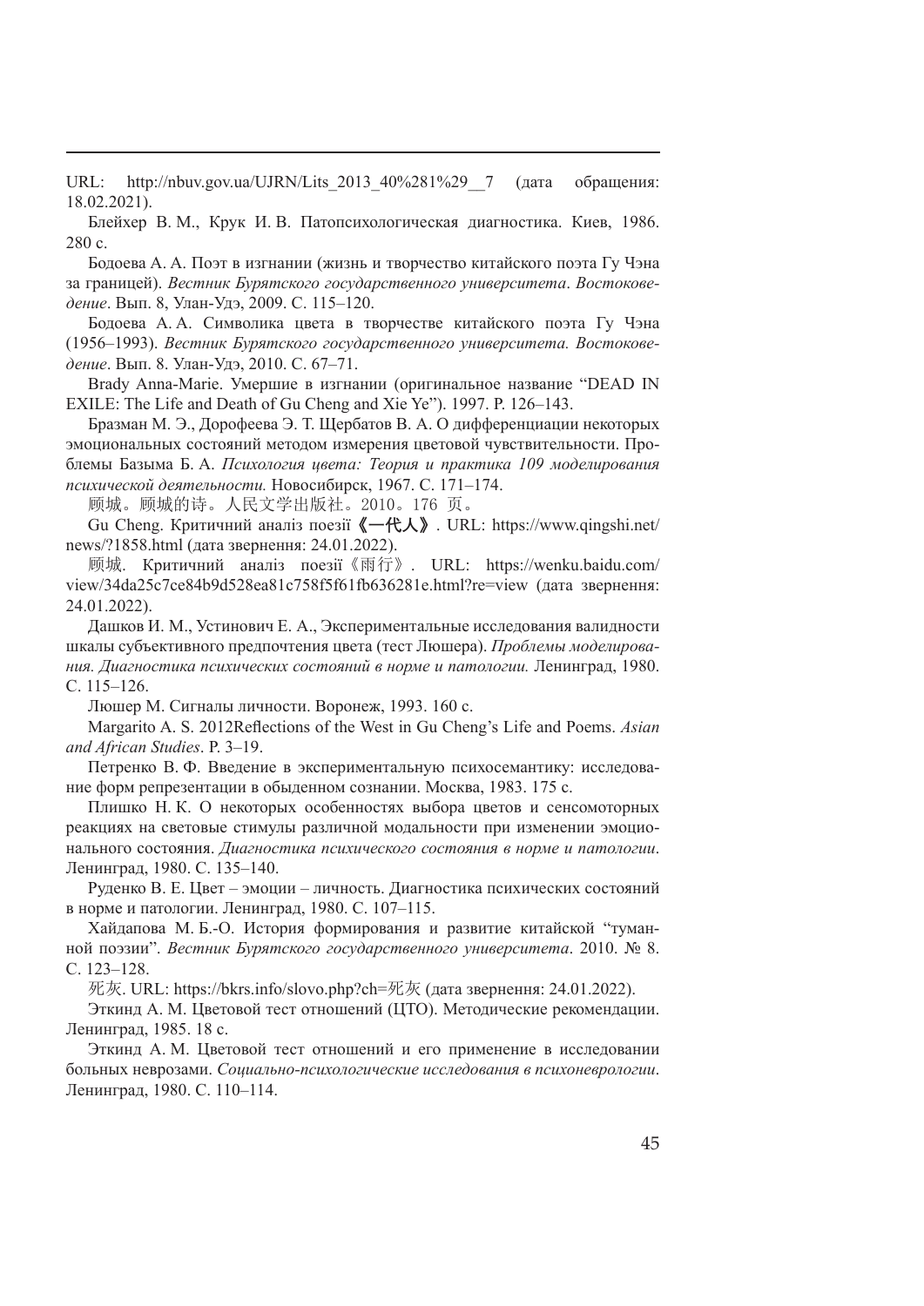URL: http://nbuv.gov.ua/UJRN/Lits_2013_40%281%29__7 (дата обращения: 18.02.2021).

Блейхер В. М., Крук И. В. Патопсихологическая диагностика. Киев, 1986. 280 с.

Бодоева А. А. Поэт в изгнании (жизнь и творчество китайского поэта Гу Чэна за границей). *Вестник Бурятского государственного университета*. *Востоковедение*. Вып. 8, Улан-Удэ, 2009. С. 115–120.

Бодоева А. А. Символика цвета в творчестве китайского поэта Гу Чэна (1956–1993). *Вестник Бурятского государственного университета. Востоковедение*. Вып. 8. Улан-Удэ, 2010. С. 67–71.

Brady Anna-Marie. Умершие в изгнании (оригинальное название "DEAD IN EXILE: The Life and Death of Gu Cheng and Xie Ye"). 1997. P. 126–143.

Бразман М. Э., Дорофеева Э. Т. Щербатов В. А. О дифференциации некоторых эмоциональных состояний методом измерения цветовой чувствительности. Проблемы Базыма Б. А. *Психология цвета: Теория и практика 109 моделирования психической деятельности.* Новосибирск, 1967. С. 171–174.

顾城。顾城的诗。人民文学出版社。2010。176 页。

Gu Cheng. Критичний аналіз поезії **《一代人》**. URL: https://www.qingshi.net/news/?1858.html (дата звернення: 24.01.2022).

顾城. Критичний аналіз поезії《雨行》. URL: https://wenku.baidu.com/view/34da25c7ce84b9d528ea81c758f5f61fb636281e.html?re=view (дата звернення: 24.01.2022).

Дашков И. М., Устинович Е. А., Экспериментальные исследования валидности шкалы субъективного предпочтения цвета (тест Люшера). *Проблемы моделирования. Диагностика психических состояний в норме и патологии.* Ленинград, 1980. С. 115–126.

Люшер М. Сигналы личности. Воронеж, 1993. 160 с.

Margarito A. S. 2012Reflections of the West in Gu Cheng's Life and Poems. *Asian and African Studies*. P. 3–19.

Петренко В. Ф. Введение в экспериментальную психосемантику: исследование форм репрезентации в обыденном сознании. Москва, 1983. 175 с.

Плишко Н. К. О некоторых особенностях выбора цветов и сенсомоторных реакциях на световые стимулы различной модальности при изменении эмоционального состояния. *Диагностика психического состояния в норме и патологии*. Ленинград, 1980. С. 135–140.

Руденко В. Е. Цвет – эмоции – личность. Диагностика психических состояний в норме и патологии. Ленинград, 1980. С. 107–115.

Хайдапова М. Б.-О. История формирования и развитие китайской "туманной поэзии". *Вестник Бурятского государственного университета*. 2010. № 8. С. 123–128.

死灰. URL: https://bkrs.info/slovo.php?ch=死灰 (дата звернення: 24.01.2022).

Эткинд А. М. Цветовой тест отношений (ЦТО). Методические рекомендации. Ленинград, 1985. 18 с.

Эткинд А. М. Цветовой тест отношений и его применение в исследовании больных неврозами. *Социально-психологические исследования в психоневрологии*. Ленинград, 1980. С. 110–114.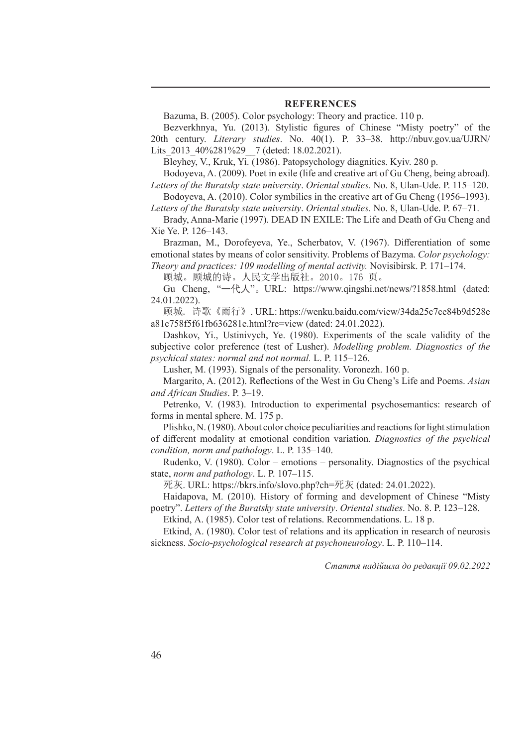## REFERENCES

Bazuma, B. (2005). Color psychology: Theory and practice. 110 p.

Bezverkhnya, Yu. (2013). Stylistic figures of Chinese "Misty poetry" of the 20th century. *Literary studies*. No. 40(1). P. 33–38. http://nbuv.gov.ua/UJRN/Lits_2013_40%281%29__7 (deted: 18.02.2021).

Bleyhey, V., Kruk, Yi. (1986). Patopsychology diagnitics. Kyiv. 280 p.

Bodoyeva, A. (2009). Poet in exile (life and creative art of Gu Cheng, being abroad). *Letters of the Buratsky state university*. *Oriental studies*. No. 8, Ulan-Ude. P. 115–120.

Bodoyeva, A. (2010). Color symbilics in the creative art of Gu Cheng (1956–1993). *Letters of the Buratsky state university*. *Oriental studies*. No. 8, Ulan-Ude. P. 67–71.

Brady, Anna-Marie (1997). DEAD IN EXILE: The Life and Death of Gu Cheng and Xie Ye. P. 126–143.

Brazman, M., Dorofeyeva, Ye., Scherbatov, V. (1967). Differentiation of some emotional states by means of color sensitivity. Problems of Bazyma. *Color psychology: Theory and practices: 109 modelling of mental activity.* Novisibirsk. P. 171–174.

顾城。顾城的诗。人民文学出版社。2010。176 页。

Gu Cheng, "一代人"。URL: https://www.qingshi.net/news/?1858.html (dated: 24.01.2022).

顾城．诗歌《雨行》. URL: https://wenku.baidu.com/view/34da25c7ce84b9d528ea81c758f5f61fb636281e.html?re=view (dated: 24.01.2022).

Dashkov, Yi., Ustinivych, Ye. (1980). Experiments of the scale validity of the subjective color preference (test of Lusher). *Modelling problem. Diagnostics of the psychical states: normal and not normal.* L. P. 115–126.

Lusher, M. (1993). Signals of the personality. Voronezh. 160 p.

Margarito, A. (2012). Reflections of the West in Gu Cheng's Life and Poems. *Asian and African Studies*. P. 3–19.

Petrenko, V. (1983). Introduction to experimental psychosemantics: research of forms in mental sphere. M. 175 p.

Plishko, N. (1980). About color choice peculiarities and reactions for light stimulation of different modality at emotional condition variation. *Diagnostics of the psychical condition, norm and pathology*. L. P. 135–140.

Rudenko, V. (1980). Color – emotions – personality. Diagnostics of the psychical state, *norm and pathology*. L. P. 107–115.

死灰. URL: https://bkrs.info/slovo.php?ch=死灰 (dated: 24.01.2022).

Haidapova, M. (2010). History of forming and development of Chinese "Misty poetry". *Letters of the Buratsky state university*. *Oriental studies*. No. 8. P. 123–128.

Etkind, A. (1985). Color test of relations. Recommendations. L. 18 p.

Etkind, A. (1980). Color test of relations and its application in research of neurosis sickness. *Socio-psychological research at psychoneurology*. L. P. 110–114.

*Стаття надійшла до редакції 09.02.2022*